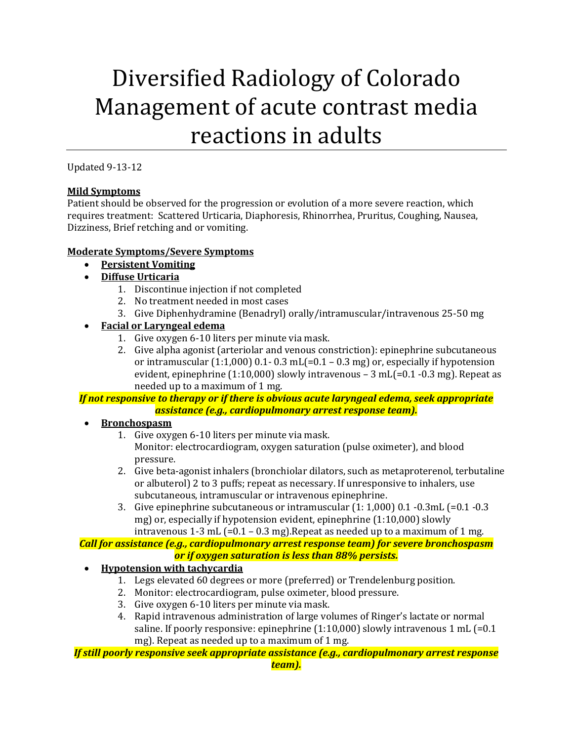# Diversified Radiology of Colorado Management of acute contrast media reactions in adults

Updated 9-13-12

**Mild Symptoms**

Patient should be observed for the progression or evolution of a more severe reaction, which requires treatment: Scattered Urticaria, Diaphoresis, Rhinorrhea, Pruritus, Coughing, Nausea, Dizziness, Brief retching and or vomiting.

**Moderate Symptoms/Severe Symptoms**

- **Persistent Vomiting**
- **Diffuse Urticaria**
  1. Discontinue injection if not completed
  2. No treatment needed in most cases
  3. Give Diphenhydramine (Benadryl) orally/intramuscular/intravenous 25-50 mg
- **Facial or Laryngeal edema**
  1. Give oxygen 6-10 liters per minute via mask.
  2. Give alpha agonist (arteriolar and venous constriction): epinephrine subcutaneous or intramuscular (1:1,000) 0.1- 0.3 mL(=0.1 – 0.3 mg) or, especially if hypotension evident, epinephrine (1:10,000) slowly intravenous – 3 mL(=0.1 -0.3 mg). Repeat as needed up to a maximum of 1 mg.

***If not responsive to therapy or if there is obvious acute laryngeal edema, seek appropriate assistance (e.g., cardiopulmonary arrest response team).***

- **Bronchospasm**
  1. Give oxygen 6-10 liters per minute via mask.
     Monitor: electrocardiogram, oxygen saturation (pulse oximeter), and blood pressure.
  2. Give beta-agonist inhalers (bronchiolar dilators, such as metaproterenol, terbutaline or albuterol) 2 to 3 puffs; repeat as necessary. If unresponsive to inhalers, use subcutaneous, intramuscular or intravenous epinephrine.
  3. Give epinephrine subcutaneous or intramuscular (1: 1,000) 0.1 -0.3mL (=0.1 -0.3 mg) or, especially if hypotension evident, epinephrine (1:10,000) slowly intravenous 1-3 mL (=0.1 – 0.3 mg).Repeat as needed up to a maximum of 1 mg.

***Call for assistance (e.g., cardiopulmonary arrest response team) for severe bronchospasm or if oxygen saturation is less than 88% persists.***

- **Hypotension with tachycardia**
  1. Legs elevated 60 degrees or more (preferred) or Trendelenburg position.
  2. Monitor: electrocardiogram, pulse oximeter, blood pressure.
  3. Give oxygen 6-10 liters per minute via mask.
  4. Rapid intravenous administration of large volumes of Ringer's lactate or normal saline. If poorly responsive: epinephrine (1:10,000) slowly intravenous 1 mL (=0.1 mg). Repeat as needed up to a maximum of 1 mg.

***If still poorly responsive seek appropriate assistance (e.g., cardiopulmonary arrest response team).***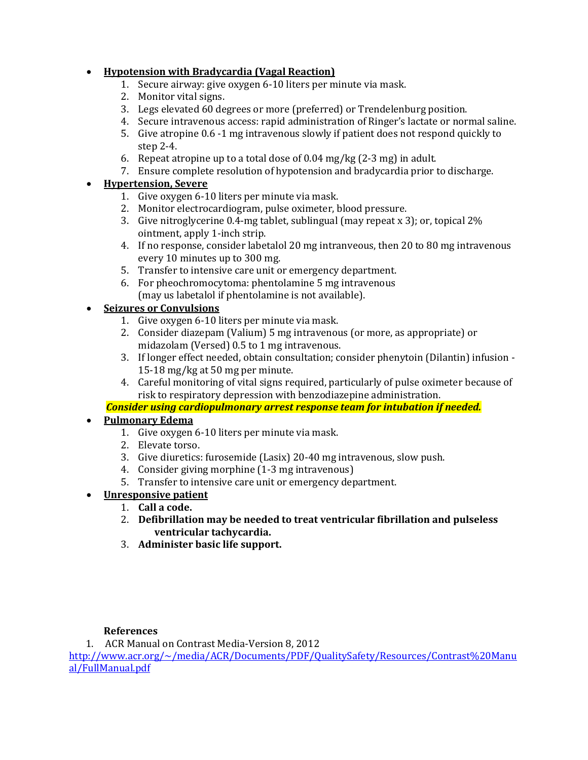- **Hypotension with Bradycardia (Vagal Reaction)**
  1. Secure airway: give oxygen 6-10 liters per minute via mask.
  2. Monitor vital signs.
  3. Legs elevated 60 degrees or more (preferred) or Trendelenburg position.
  4. Secure intravenous access: rapid administration of Ringer's lactate or normal saline.
  5. Give atropine 0.6 -1 mg intravenous slowly if patient does not respond quickly to step 2-4.
  6. Repeat atropine up to a total dose of 0.04 mg/kg (2-3 mg) in adult.
  7. Ensure complete resolution of hypotension and bradycardia prior to discharge.
- **Hypertension, Severe**
  1. Give oxygen 6-10 liters per minute via mask.
  2. Monitor electrocardiogram, pulse oximeter, blood pressure.
  3. Give nitroglycerine 0.4-mg tablet, sublingual (may repeat x 3); or, topical 2% ointment, apply 1-inch strip.
  4. If no response, consider labetalol 20 mg intranveous, then 20 to 80 mg intravenous every 10 minutes up to 300 mg.
  5. Transfer to intensive care unit or emergency department.
  6. For pheochromocytoma: phentolamine 5 mg intravenous (may us labetalol if phentolamine is not available).
- **Seizures or Convulsions**
  1. Give oxygen 6-10 liters per minute via mask.
  2. Consider diazepam (Valium) 5 mg intravenous (or more, as appropriate) or midazolam (Versed) 0.5 to 1 mg intravenous.
  3. If longer effect needed, obtain consultation; consider phenytoin (Dilantin) infusion - 15-18 mg/kg at 50 mg per minute.
  4. Careful monitoring of vital signs required, particularly of pulse oximeter because of risk to respiratory depression with benzodiazepine administration.

  ***Consider using cardiopulmonary arrest response team for intubation if needed.***
- **Pulmonary Edema**
  1. Give oxygen 6-10 liters per minute via mask.
  2. Elevate torso.
  3. Give diuretics: furosemide (Lasix) 20-40 mg intravenous, slow push.
  4. Consider giving morphine (1-3 mg intravenous)
  5. Transfer to intensive care unit or emergency department.
- **Unresponsive patient**
  1. **Call a code.**
  2. **Defibrillation may be needed to treat ventricular fibrillation and pulseless ventricular tachycardia.**
  3. **Administer basic life support.**

**References**

1. ACR Manual on Contrast Media-Version 8, 2012
http://www.acr.org/~/media/ACR/Documents/PDF/QualitySafety/Resources/Contrast%20Manual/FullManual.pdf